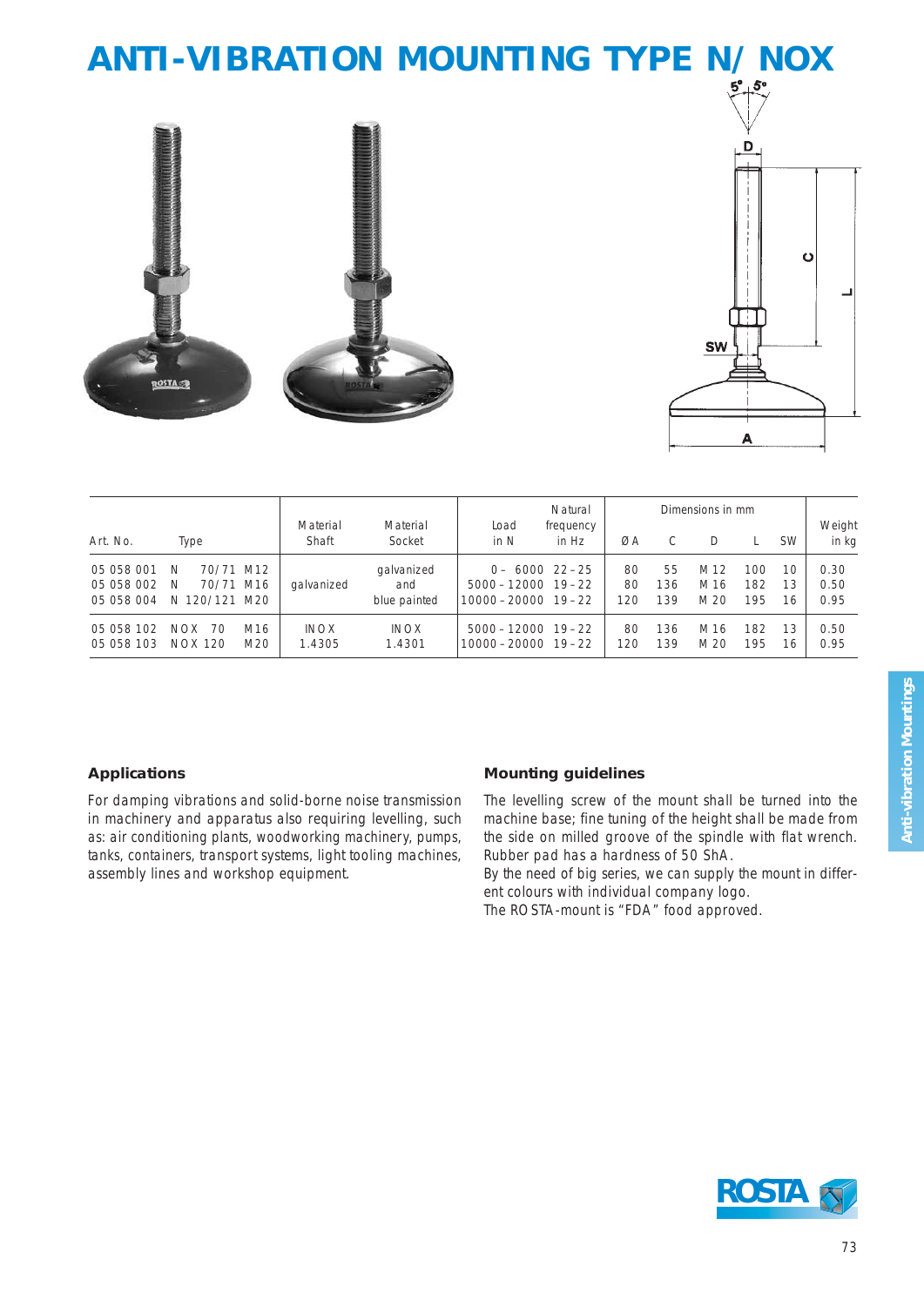# ANTI-VIBRATION MOUNTING TYPE N/ NOX

| Art. No. | Type | Material Shaft | Material Socket | Load in N | Natural frequency in Hz | Ø A | C | D | L | SW | Weight in kg |
|---|---|---|---|---|---|---|---|---|---|---|---|
| 05 058 001 | N 70/71 M12 | galvanized | galvanized and blue painted | 0 – 6000 | 22 – 25 | 80 | 55 | M 12 | 100 | 10 | 0.30 |
| 05 058 002 | N 70/71 M16 | | | 5000 – 12000 | 19 – 22 | 80 | 136 | M 16 | 182 | 13 | 0.50 |
| 05 058 004 | N 120/121 M20 | | | 10000 – 20000 | 19 – 22 | 120 | 139 | M 20 | 195 | 16 | 0.95 |
| 05 058 102 | NOX 70 M16 | INOX 1.4305 | INOX 1.4301 | 5000 – 12000 | 19 – 22 | 80 | 136 | M 16 | 182 | 13 | 0.50 |
| 05 058 103 | NOX 120 M20 | | | 10000 – 20000 | 19 – 22 | 120 | 139 | M 20 | 195 | 16 | 0.95 |

### Applications

For damping vibrations and solid-borne noise transmission in machinery and apparatus also requiring levelling, such as: air conditioning plants, woodworking machinery, pumps, tanks, containers, transport systems, light tooling machines, assembly lines and workshop equipment.

### Mounting guidelines

The levelling screw of the mount shall be turned into the machine base; fine tuning of the height shall be made from the side on milled groove of the spindle with flat wrench. Rubber pad has a hardness of 50 ShA.

By the need of big series, we can supply the mount in different colours with individual company logo.

The ROSTA-mount is "FDA" food approved.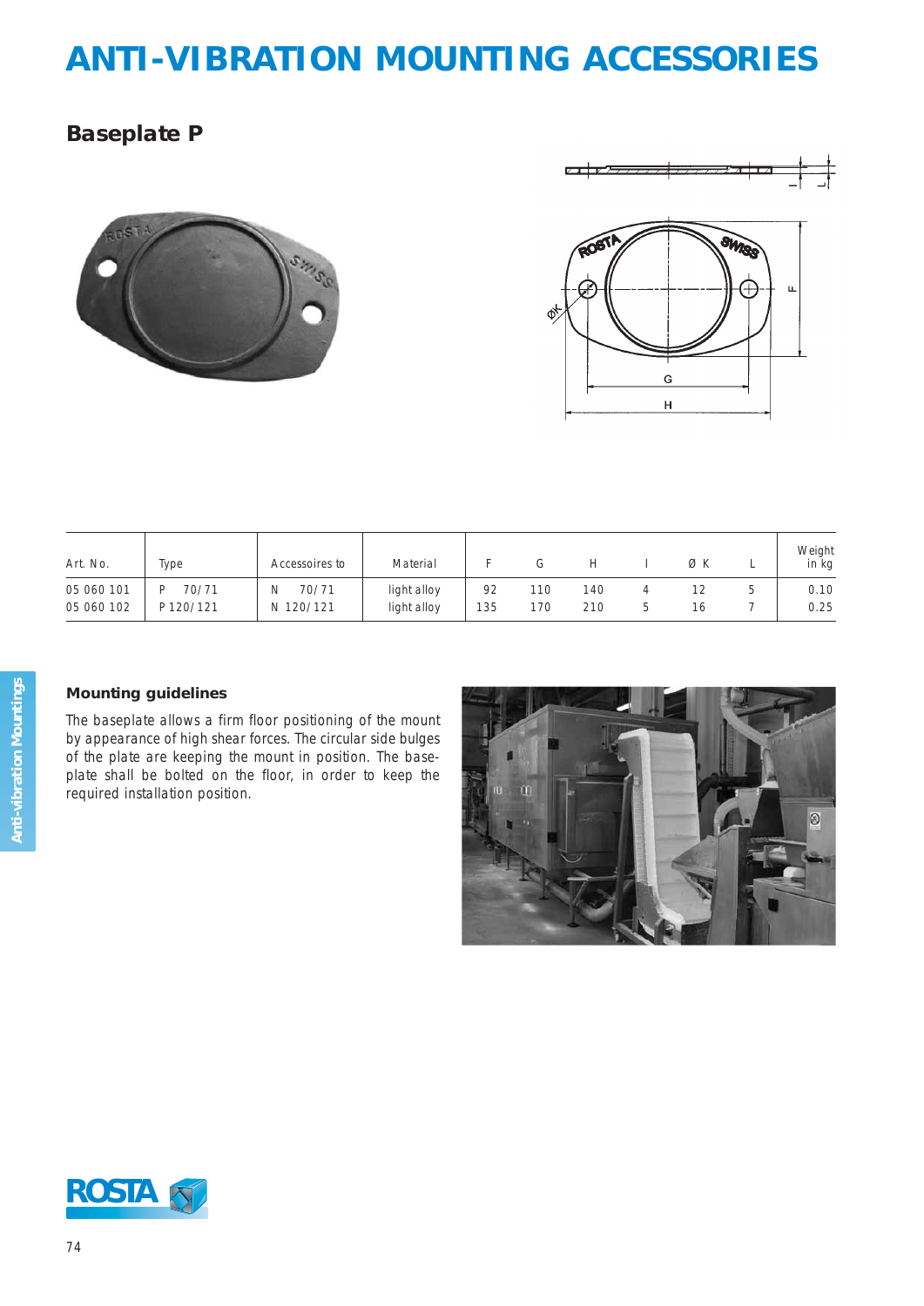# ANTI-VIBRATION MOUNTING ACCESSORIES

## Baseplate P

| Art. No. | Type | Accessoires to | Material | F | G | H | I | Ø K | L | Weight in kg |
|---|---|---|---|---|---|---|---|---|---|---|
| 05 060 101 | P 70/71 | N 70/71 | light alloy | 92 | 110 | 140 | 4 | 12 | 5 | 0.10 |
| 05 060 102 | P 120/121 | N 120/121 | light alloy | 135 | 170 | 210 | 5 | 16 | 7 | 0.25 |

### Mounting guidelines

The baseplate allows a firm floor positioning of the mount by appearance of high shear forces. The circular side bulges of the plate are keeping the mount in position. The baseplate shall be bolted on the floor, in order to keep the required installation position.